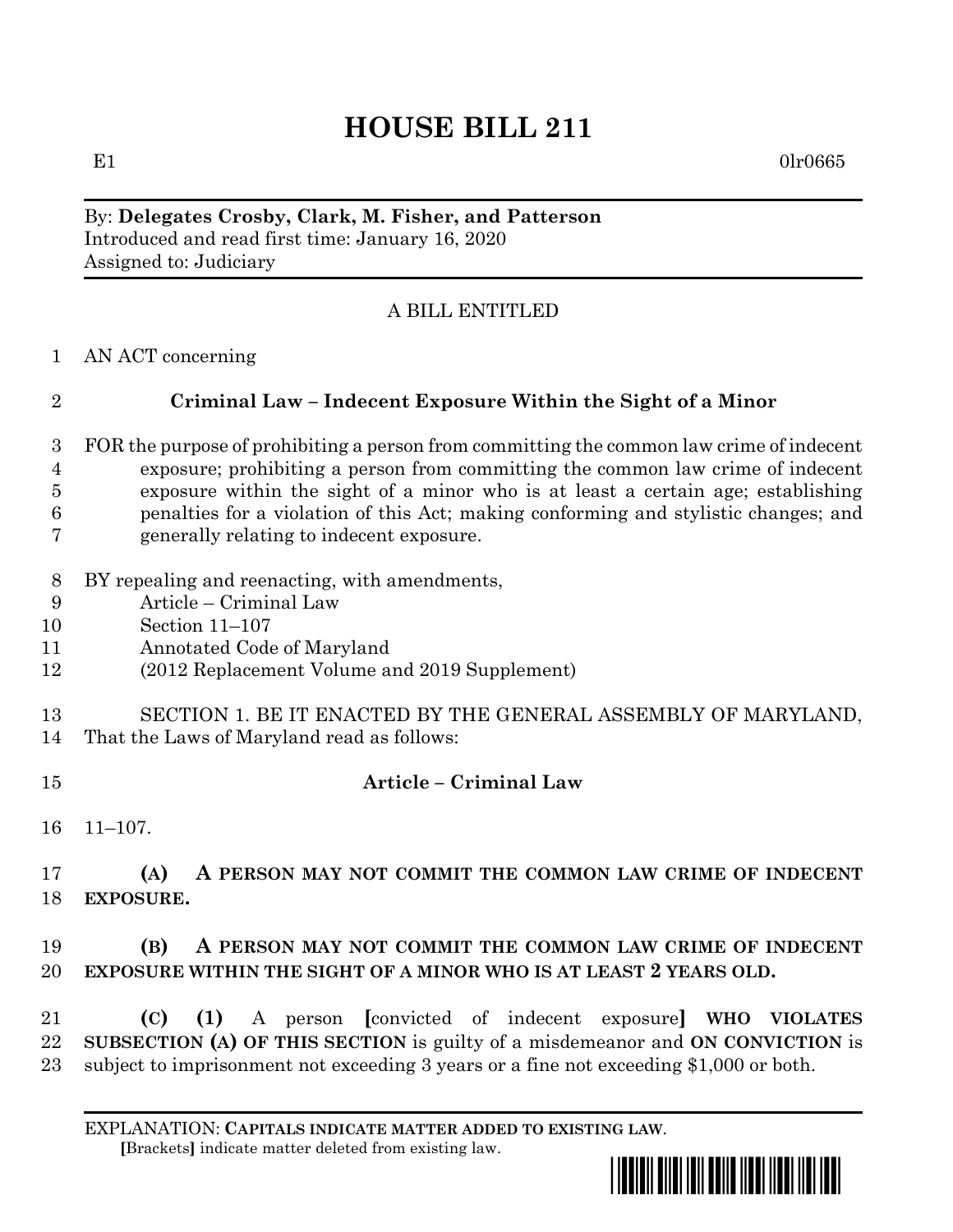# HOUSE BILL 211

E1 0lr0665

By: **Delegates Crosby, Clark, M. Fisher, and Patterson**
Introduced and read first time: January 16, 2020
Assigned to: Judiciary

A BILL ENTITLED

1 AN ACT concerning

2 **Criminal Law – Indecent Exposure Within the Sight of a Minor**

3 FOR the purpose of prohibiting a person from committing the common law crime of indecent
4 exposure; prohibiting a person from committing the common law crime of indecent
5 exposure within the sight of a minor who is at least a certain age; establishing
6 penalties for a violation of this Act; making conforming and stylistic changes; and
7 generally relating to indecent exposure.

8 BY repealing and reenacting, with amendments,
9 Article – Criminal Law
10 Section 11–107
11 Annotated Code of Maryland
12 (2012 Replacement Volume and 2019 Supplement)

13 SECTION 1. BE IT ENACTED BY THE GENERAL ASSEMBLY OF MARYLAND,
14 That the Laws of Maryland read as follows:

15 **Article – Criminal Law**

16 11–107.

17 **(A) A PERSON MAY NOT COMMIT THE COMMON LAW CRIME OF INDECENT**
18 **EXPOSURE.**

19 **(B) A PERSON MAY NOT COMMIT THE COMMON LAW CRIME OF INDECENT**
20 **EXPOSURE WITHIN THE SIGHT OF A MINOR WHO IS AT LEAST 2 YEARS OLD.**

21 **(C)** **(1)** A person **[**convicted of indecent exposure**]** **WHO VIOLATES**
22 **SUBSECTION (A) OF THIS SECTION** is guilty of a misdemeanor and **ON CONVICTION** is
23 subject to imprisonment not exceeding 3 years or a fine not exceeding $1,000 or both.

EXPLANATION: **CAPITALS INDICATE MATTER ADDED TO EXISTING LAW**.
**[**Brackets**]** indicate matter deleted from existing law.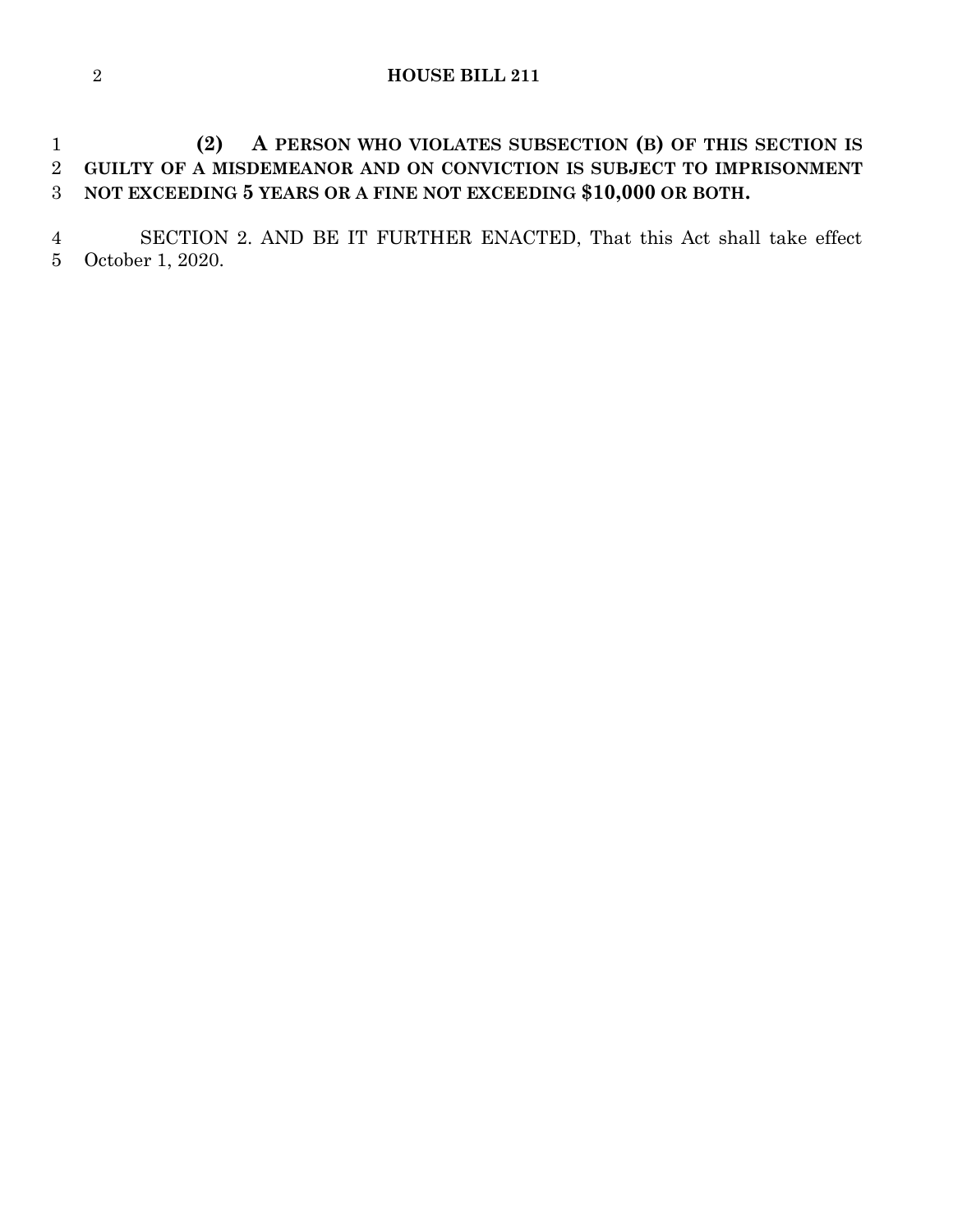**(2) A PERSON WHO VIOLATES SUBSECTION (B) OF THIS SECTION IS GUILTY OF A MISDEMEANOR AND ON CONVICTION IS SUBJECT TO IMPRISONMENT NOT EXCEEDING 5 YEARS OR A FINE NOT EXCEEDING $10,000 OR BOTH.**

SECTION 2. AND BE IT FURTHER ENACTED, That this Act shall take effect October 1, 2020.